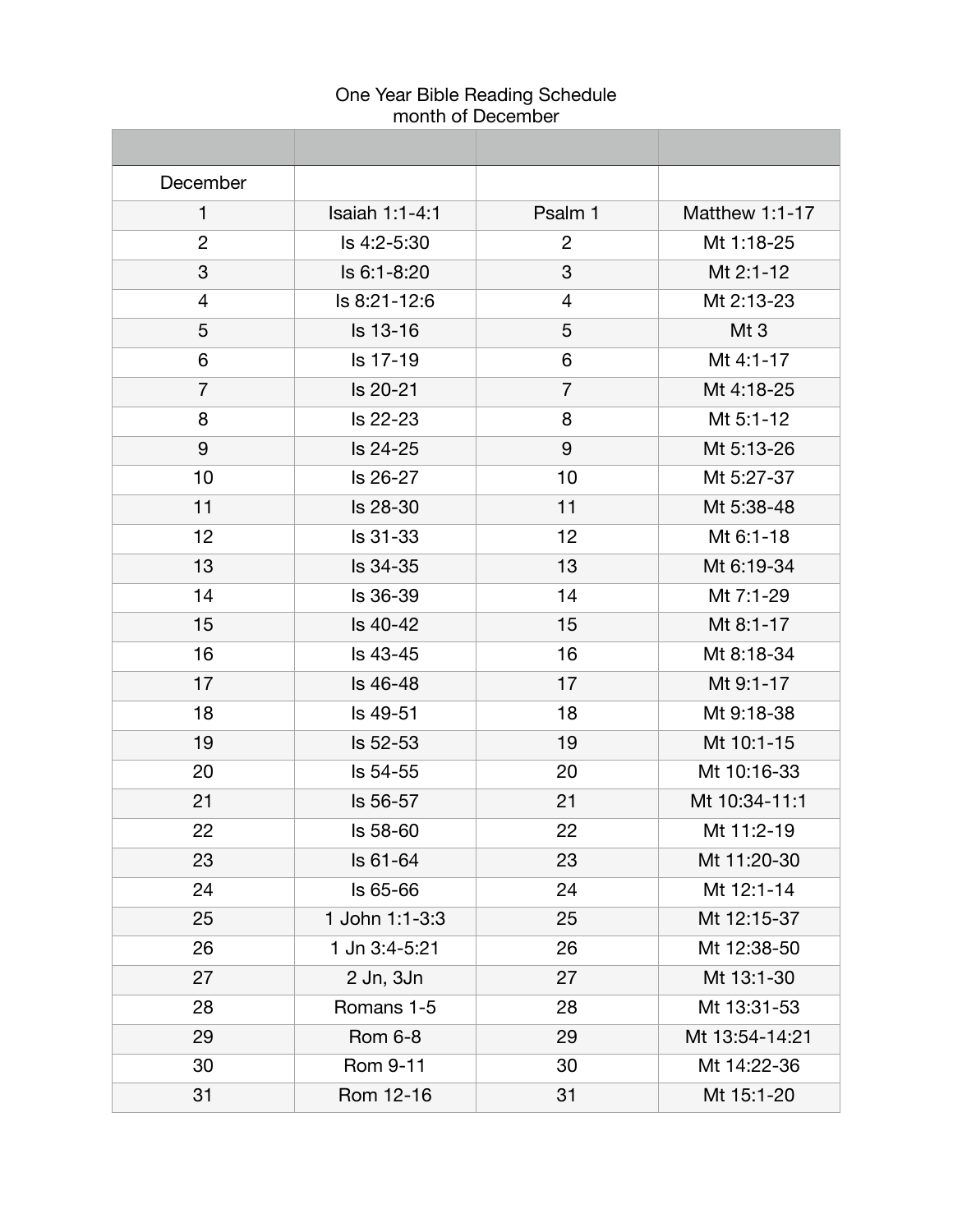# One Year Bible Reading Schedule
## month of December

| | | | |
|---|---|---|---|
| December | | | |
| 1 | Isaiah 1:1-4:1 | Psalm 1 | Matthew 1:1-17 |
| 2 | Is 4:2-5:30 | 2 | Mt 1:18-25 |
| 3 | Is 6:1-8:20 | 3 | Mt 2:1-12 |
| 4 | Is 8:21-12:6 | 4 | Mt 2:13-23 |
| 5 | Is 13-16 | 5 | Mt 3 |
| 6 | Is 17-19 | 6 | Mt 4:1-17 |
| 7 | Is 20-21 | 7 | Mt 4:18-25 |
| 8 | Is 22-23 | 8 | Mt 5:1-12 |
| 9 | Is 24-25 | 9 | Mt 5:13-26 |
| 10 | Is 26-27 | 10 | Mt 5:27-37 |
| 11 | Is 28-30 | 11 | Mt 5:38-48 |
| 12 | Is 31-33 | 12 | Mt 6:1-18 |
| 13 | Is 34-35 | 13 | Mt 6:19-34 |
| 14 | Is 36-39 | 14 | Mt 7:1-29 |
| 15 | Is 40-42 | 15 | Mt 8:1-17 |
| 16 | Is 43-45 | 16 | Mt 8:18-34 |
| 17 | Is 46-48 | 17 | Mt 9:1-17 |
| 18 | Is 49-51 | 18 | Mt 9:18-38 |
| 19 | Is 52-53 | 19 | Mt 10:1-15 |
| 20 | Is 54-55 | 20 | Mt 10:16-33 |
| 21 | Is 56-57 | 21 | Mt 10:34-11:1 |
| 22 | Is 58-60 | 22 | Mt 11:2-19 |
| 23 | Is 61-64 | 23 | Mt 11:20-30 |
| 24 | Is 65-66 | 24 | Mt 12:1-14 |
| 25 | 1 John 1:1-3:3 | 25 | Mt 12:15-37 |
| 26 | 1 Jn 3:4-5:21 | 26 | Mt 12:38-50 |
| 27 | 2 Jn, 3Jn | 27 | Mt 13:1-30 |
| 28 | Romans 1-5 | 28 | Mt 13:31-53 |
| 29 | Rom 6-8 | 29 | Mt 13:54-14:21 |
| 30 | Rom 9-11 | 30 | Mt 14:22-36 |
| 31 | Rom 12-16 | 31 | Mt 15:1-20 |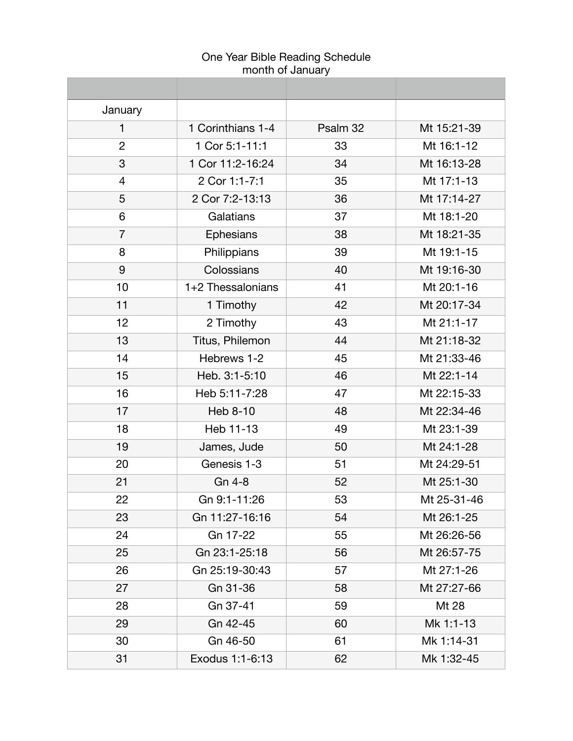One Year Bible Reading Schedule
month of January

| | | | |
|---|---|---|---|
| January | | | |
| 1 | 1 Corinthians 1-4 | Psalm 32 | Mt 15:21-39 |
| 2 | 1 Cor 5:1-11:1 | 33 | Mt 16:1-12 |
| 3 | 1 Cor 11:2-16:24 | 34 | Mt 16:13-28 |
| 4 | 2 Cor 1:1-7:1 | 35 | Mt 17:1-13 |
| 5 | 2 Cor 7:2-13:13 | 36 | Mt 17:14-27 |
| 6 | Galatians | 37 | Mt 18:1-20 |
| 7 | Ephesians | 38 | Mt 18:21-35 |
| 8 | Philippians | 39 | Mt 19:1-15 |
| 9 | Colossians | 40 | Mt 19:16-30 |
| 10 | 1+2 Thessalonians | 41 | Mt 20:1-16 |
| 11 | 1 Timothy | 42 | Mt 20:17-34 |
| 12 | 2 Timothy | 43 | Mt 21:1-17 |
| 13 | Titus, Philemon | 44 | Mt 21:18-32 |
| 14 | Hebrews 1-2 | 45 | Mt 21:33-46 |
| 15 | Heb. 3:1-5:10 | 46 | Mt 22:1-14 |
| 16 | Heb 5:11-7:28 | 47 | Mt 22:15-33 |
| 17 | Heb 8-10 | 48 | Mt 22:34-46 |
| 18 | Heb 11-13 | 49 | Mt 23:1-39 |
| 19 | James, Jude | 50 | Mt 24:1-28 |
| 20 | Genesis 1-3 | 51 | Mt 24:29-51 |
| 21 | Gn 4-8 | 52 | Mt 25:1-30 |
| 22 | Gn 9:1-11:26 | 53 | Mt 25-31-46 |
| 23 | Gn 11:27-16:16 | 54 | Mt 26:1-25 |
| 24 | Gn 17-22 | 55 | Mt 26:26-56 |
| 25 | Gn 23:1-25:18 | 56 | Mt 26:57-75 |
| 26 | Gn 25:19-30:43 | 57 | Mt 27:1-26 |
| 27 | Gn 31-36 | 58 | Mt 27:27-66 |
| 28 | Gn 37-41 | 59 | Mt 28 |
| 29 | Gn 42-45 | 60 | Mk 1:1-13 |
| 30 | Gn 46-50 | 61 | Mk 1:14-31 |
| 31 | Exodus 1:1-6:13 | 62 | Mk 1:32-45 |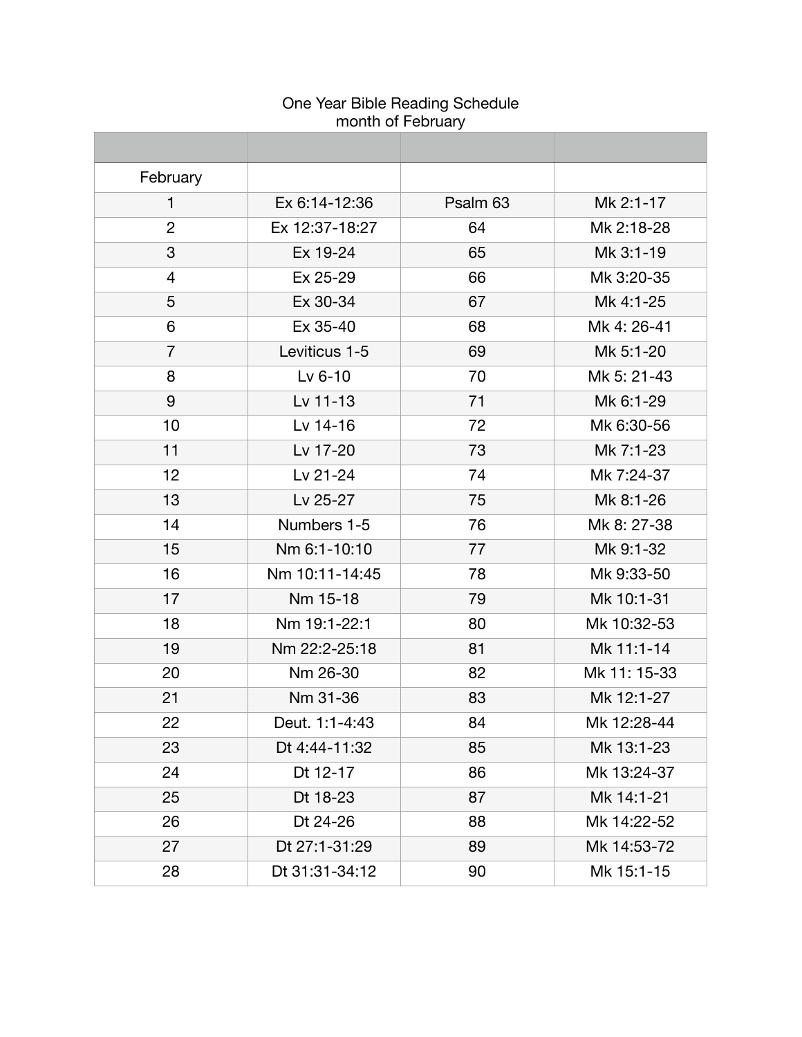One Year Bible Reading Schedule
month of February

| | | | |
|---|---|---|---|
| February | | | |
| 1 | Ex 6:14-12:36 | Psalm 63 | Mk 2:1-17 |
| 2 | Ex 12:37-18:27 | 64 | Mk 2:18-28 |
| 3 | Ex 19-24 | 65 | Mk 3:1-19 |
| 4 | Ex 25-29 | 66 | Mk 3:20-35 |
| 5 | Ex 30-34 | 67 | Mk 4:1-25 |
| 6 | Ex 35-40 | 68 | Mk 4: 26-41 |
| 7 | Leviticus 1-5 | 69 | Mk 5:1-20 |
| 8 | Lv 6-10 | 70 | Mk 5: 21-43 |
| 9 | Lv 11-13 | 71 | Mk 6:1-29 |
| 10 | Lv 14-16 | 72 | Mk 6:30-56 |
| 11 | Lv 17-20 | 73 | Mk 7:1-23 |
| 12 | Lv 21-24 | 74 | Mk 7:24-37 |
| 13 | Lv 25-27 | 75 | Mk 8:1-26 |
| 14 | Numbers 1-5 | 76 | Mk 8: 27-38 |
| 15 | Nm 6:1-10:10 | 77 | Mk 9:1-32 |
| 16 | Nm 10:11-14:45 | 78 | Mk 9:33-50 |
| 17 | Nm 15-18 | 79 | Mk 10:1-31 |
| 18 | Nm 19:1-22:1 | 80 | Mk 10:32-53 |
| 19 | Nm 22:2-25:18 | 81 | Mk 11:1-14 |
| 20 | Nm 26-30 | 82 | Mk 11: 15-33 |
| 21 | Nm 31-36 | 83 | Mk 12:1-27 |
| 22 | Deut. 1:1-4:43 | 84 | Mk 12:28-44 |
| 23 | Dt 4:44-11:32 | 85 | Mk 13:1-23 |
| 24 | Dt 12-17 | 86 | Mk 13:24-37 |
| 25 | Dt 18-23 | 87 | Mk 14:1-21 |
| 26 | Dt 24-26 | 88 | Mk 14:22-52 |
| 27 | Dt 27:1-31:29 | 89 | Mk 14:53-72 |
| 28 | Dt 31:31-34:12 | 90 | Mk 15:1-15 |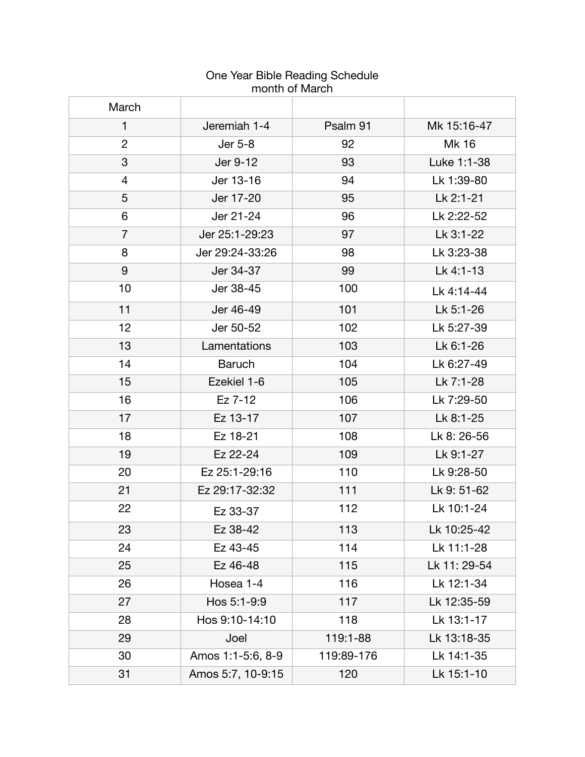# One Year Bible Reading Schedule
## month of March

| March | | | |
|---|---|---|---|
| 1 | Jeremiah 1-4 | Psalm 91 | Mk 15:16-47 |
| 2 | Jer 5-8 | 92 | Mk 16 |
| 3 | Jer 9-12 | 93 | Luke 1:1-38 |
| 4 | Jer 13-16 | 94 | Lk 1:39-80 |
| 5 | Jer 17-20 | 95 | Lk 2:1-21 |
| 6 | Jer 21-24 | 96 | Lk 2:22-52 |
| 7 | Jer 25:1-29:23 | 97 | Lk 3:1-22 |
| 8 | Jer 29:24-33:26 | 98 | Lk 3:23-38 |
| 9 | Jer 34-37 | 99 | Lk 4:1-13 |
| 10 | Jer 38-45 | 100 | Lk 4:14-44 |
| 11 | Jer 46-49 | 101 | Lk 5:1-26 |
| 12 | Jer 50-52 | 102 | Lk 5:27-39 |
| 13 | Lamentations | 103 | Lk 6:1-26 |
| 14 | Baruch | 104 | Lk 6:27-49 |
| 15 | Ezekiel 1-6 | 105 | Lk 7:1-28 |
| 16 | Ez 7-12 | 106 | Lk 7:29-50 |
| 17 | Ez 13-17 | 107 | Lk 8:1-25 |
| 18 | Ez 18-21 | 108 | Lk 8: 26-56 |
| 19 | Ez 22-24 | 109 | Lk 9:1-27 |
| 20 | Ez 25:1-29:16 | 110 | Lk 9:28-50 |
| 21 | Ez 29:17-32:32 | 111 | Lk 9: 51-62 |
| 22 | Ez 33-37 | 112 | Lk 10:1-24 |
| 23 | Ez 38-42 | 113 | Lk 10:25-42 |
| 24 | Ez 43-45 | 114 | Lk 11:1-28 |
| 25 | Ez 46-48 | 115 | Lk 11: 29-54 |
| 26 | Hosea 1-4 | 116 | Lk 12:1-34 |
| 27 | Hos 5:1-9:9 | 117 | Lk 12:35-59 |
| 28 | Hos 9:10-14:10 | 118 | Lk 13:1-17 |
| 29 | Joel | 119:1-88 | Lk 13:18-35 |
| 30 | Amos 1:1-5:6, 8-9 | 119:89-176 | Lk 14:1-35 |
| 31 | Amos 5:7, 10-9:15 | 120 | Lk 15:1-10 |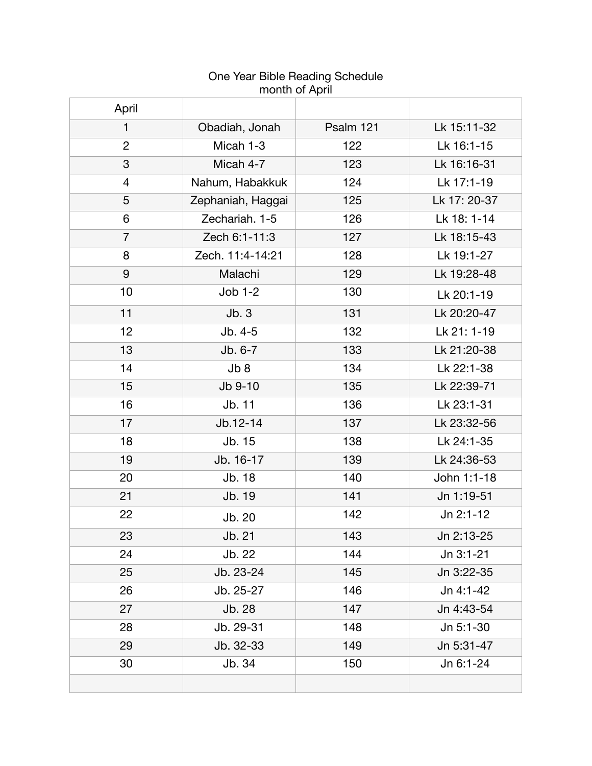One Year Bible Reading Schedule
month of April

| April | | | |
|---|---|---|---|
| 1 | Obadiah, Jonah | Psalm 121 | Lk 15:11-32 |
| 2 | Micah 1-3 | 122 | Lk 16:1-15 |
| 3 | Micah 4-7 | 123 | Lk 16:16-31 |
| 4 | Nahum, Habakkuk | 124 | Lk 17:1-19 |
| 5 | Zephaniah, Haggai | 125 | Lk 17: 20-37 |
| 6 | Zechariah. 1-5 | 126 | Lk 18: 1-14 |
| 7 | Zech 6:1-11:3 | 127 | Lk 18:15-43 |
| 8 | Zech. 11:4-14:21 | 128 | Lk 19:1-27 |
| 9 | Malachi | 129 | Lk 19:28-48 |
| 10 | Job 1-2 | 130 | Lk 20:1-19 |
| 11 | Jb. 3 | 131 | Lk 20:20-47 |
| 12 | Jb. 4-5 | 132 | Lk 21: 1-19 |
| 13 | Jb. 6-7 | 133 | Lk 21:20-38 |
| 14 | Jb 8 | 134 | Lk 22:1-38 |
| 15 | Jb 9-10 | 135 | Lk 22:39-71 |
| 16 | Jb. 11 | 136 | Lk 23:1-31 |
| 17 | Jb.12-14 | 137 | Lk 23:32-56 |
| 18 | Jb. 15 | 138 | Lk 24:1-35 |
| 19 | Jb. 16-17 | 139 | Lk 24:36-53 |
| 20 | Jb. 18 | 140 | John 1:1-18 |
| 21 | Jb. 19 | 141 | Jn 1:19-51 |
| 22 | Jb. 20 | 142 | Jn 2:1-12 |
| 23 | Jb. 21 | 143 | Jn 2:13-25 |
| 24 | Jb. 22 | 144 | Jn 3:1-21 |
| 25 | Jb. 23-24 | 145 | Jn 3:22-35 |
| 26 | Jb. 25-27 | 146 | Jn 4:1-42 |
| 27 | Jb. 28 | 147 | Jn 4:43-54 |
| 28 | Jb. 29-31 | 148 | Jn 5:1-30 |
| 29 | Jb. 32-33 | 149 | Jn 5:31-47 |
| 30 | Jb. 34 | 150 | Jn 6:1-24 |
| | | | |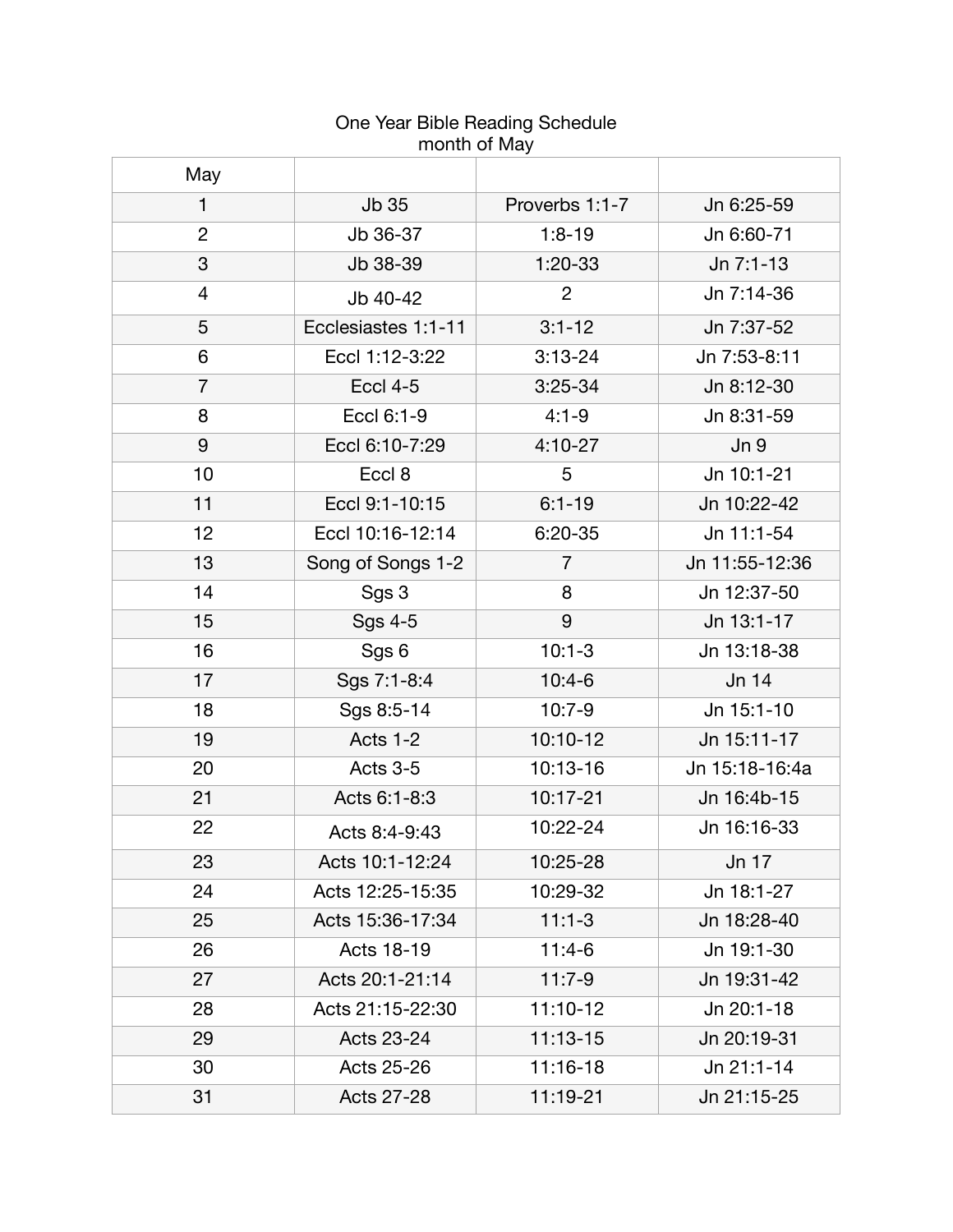One Year Bible Reading Schedule
month of May

| May | | | |
|---|---|---|---|
| 1 | Jb 35 | Proverbs 1:1-7 | Jn 6:25-59 |
| 2 | Jb 36-37 | 1:8-19 | Jn 6:60-71 |
| 3 | Jb 38-39 | 1:20-33 | Jn 7:1-13 |
| 4 | Jb 40-42 | 2 | Jn 7:14-36 |
| 5 | Ecclesiastes 1:1-11 | 3:1-12 | Jn 7:37-52 |
| 6 | Eccl 1:12-3:22 | 3:13-24 | Jn 7:53-8:11 |
| 7 | Eccl 4-5 | 3:25-34 | Jn 8:12-30 |
| 8 | Eccl 6:1-9 | 4:1-9 | Jn 8:31-59 |
| 9 | Eccl 6:10-7:29 | 4:10-27 | Jn 9 |
| 10 | Eccl 8 | 5 | Jn 10:1-21 |
| 11 | Eccl 9:1-10:15 | 6:1-19 | Jn 10:22-42 |
| 12 | Eccl 10:16-12:14 | 6:20-35 | Jn 11:1-54 |
| 13 | Song of Songs 1-2 | 7 | Jn 11:55-12:36 |
| 14 | Sgs 3 | 8 | Jn 12:37-50 |
| 15 | Sgs 4-5 | 9 | Jn 13:1-17 |
| 16 | Sgs 6 | 10:1-3 | Jn 13:18-38 |
| 17 | Sgs 7:1-8:4 | 10:4-6 | Jn 14 |
| 18 | Sgs 8:5-14 | 10:7-9 | Jn 15:1-10 |
| 19 | Acts 1-2 | 10:10-12 | Jn 15:11-17 |
| 20 | Acts 3-5 | 10:13-16 | Jn 15:18-16:4a |
| 21 | Acts 6:1-8:3 | 10:17-21 | Jn 16:4b-15 |
| 22 | Acts 8:4-9:43 | 10:22-24 | Jn 16:16-33 |
| 23 | Acts 10:1-12:24 | 10:25-28 | Jn 17 |
| 24 | Acts 12:25-15:35 | 10:29-32 | Jn 18:1-27 |
| 25 | Acts 15:36-17:34 | 11:1-3 | Jn 18:28-40 |
| 26 | Acts 18-19 | 11:4-6 | Jn 19:1-30 |
| 27 | Acts 20:1-21:14 | 11:7-9 | Jn 19:31-42 |
| 28 | Acts 21:15-22:30 | 11:10-12 | Jn 20:1-18 |
| 29 | Acts 23-24 | 11:13-15 | Jn 20:19-31 |
| 30 | Acts 25-26 | 11:16-18 | Jn 21:1-14 |
| 31 | Acts 27-28 | 11:19-21 | Jn 21:15-25 |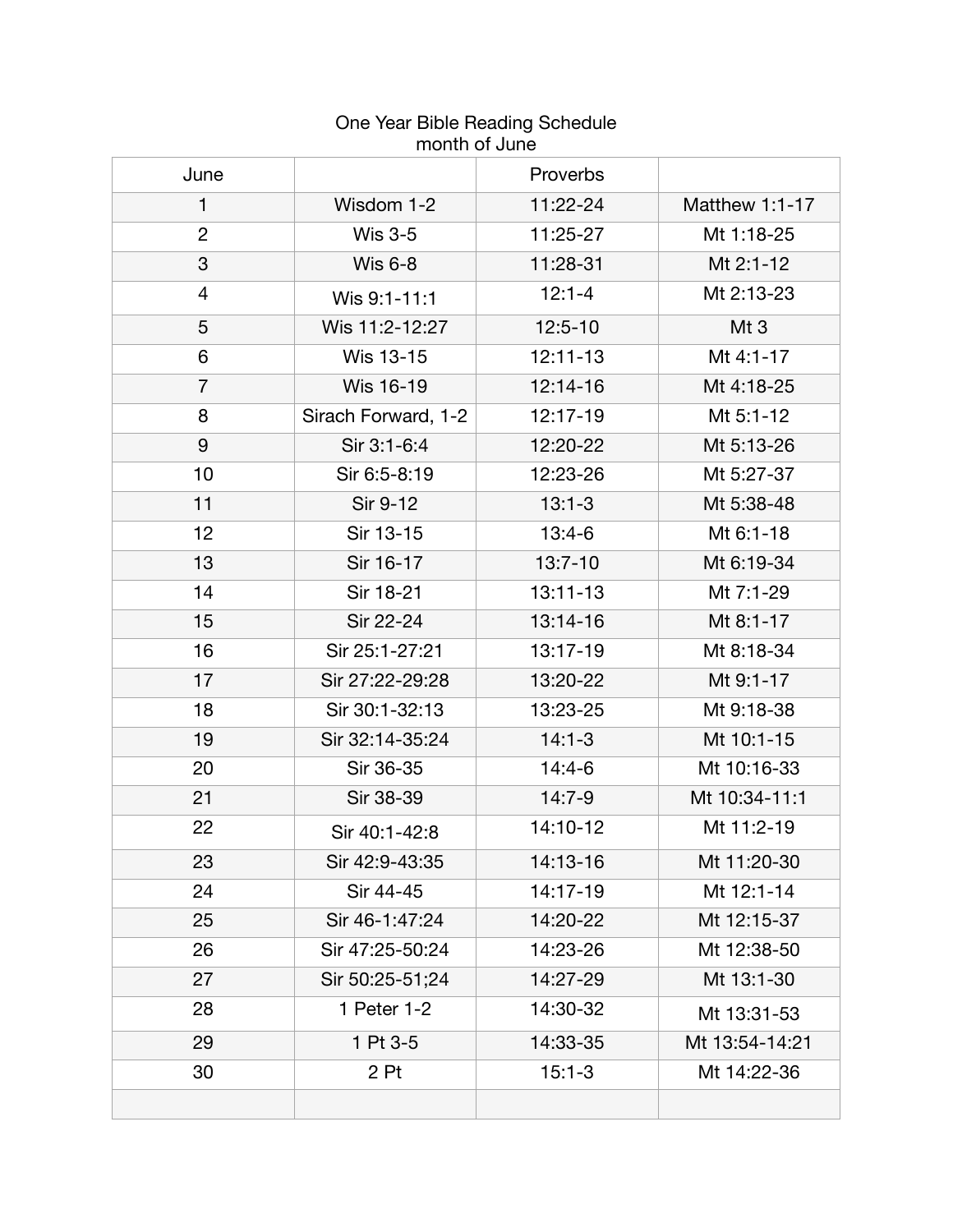One Year Bible Reading Schedule
month of June

| June | | Proverbs | |
|---|---|---|---|
| 1 | Wisdom 1-2 | 11:22-24 | Matthew 1:1-17 |
| 2 | Wis 3-5 | 11:25-27 | Mt 1:18-25 |
| 3 | Wis 6-8 | 11:28-31 | Mt 2:1-12 |
| 4 | Wis 9:1-11:1 | 12:1-4 | Mt 2:13-23 |
| 5 | Wis 11:2-12:27 | 12:5-10 | Mt 3 |
| 6 | Wis 13-15 | 12:11-13 | Mt 4:1-17 |
| 7 | Wis 16-19 | 12:14-16 | Mt 4:18-25 |
| 8 | Sirach Forward, 1-2 | 12:17-19 | Mt 5:1-12 |
| 9 | Sir 3:1-6:4 | 12:20-22 | Mt 5:13-26 |
| 10 | Sir 6:5-8:19 | 12:23-26 | Mt 5:27-37 |
| 11 | Sir 9-12 | 13:1-3 | Mt 5:38-48 |
| 12 | Sir 13-15 | 13:4-6 | Mt 6:1-18 |
| 13 | Sir 16-17 | 13:7-10 | Mt 6:19-34 |
| 14 | Sir 18-21 | 13:11-13 | Mt 7:1-29 |
| 15 | Sir 22-24 | 13:14-16 | Mt 8:1-17 |
| 16 | Sir 25:1-27:21 | 13:17-19 | Mt 8:18-34 |
| 17 | Sir 27:22-29:28 | 13:20-22 | Mt 9:1-17 |
| 18 | Sir 30:1-32:13 | 13:23-25 | Mt 9:18-38 |
| 19 | Sir 32:14-35:24 | 14:1-3 | Mt 10:1-15 |
| 20 | Sir 36-35 | 14:4-6 | Mt 10:16-33 |
| 21 | Sir 38-39 | 14:7-9 | Mt 10:34-11:1 |
| 22 | Sir 40:1-42:8 | 14:10-12 | Mt 11:2-19 |
| 23 | Sir 42:9-43:35 | 14:13-16 | Mt 11:20-30 |
| 24 | Sir 44-45 | 14:17-19 | Mt 12:1-14 |
| 25 | Sir 46-1:47:24 | 14:20-22 | Mt 12:15-37 |
| 26 | Sir 47:25-50:24 | 14:23-26 | Mt 12:38-50 |
| 27 | Sir 50:25-51;24 | 14:27-29 | Mt 13:1-30 |
| 28 | 1 Peter 1-2 | 14:30-32 | Mt 13:31-53 |
| 29 | 1 Pt 3-5 | 14:33-35 | Mt 13:54-14:21 |
| 30 | 2 Pt | 15:1-3 | Mt 14:22-36 |
| | | | |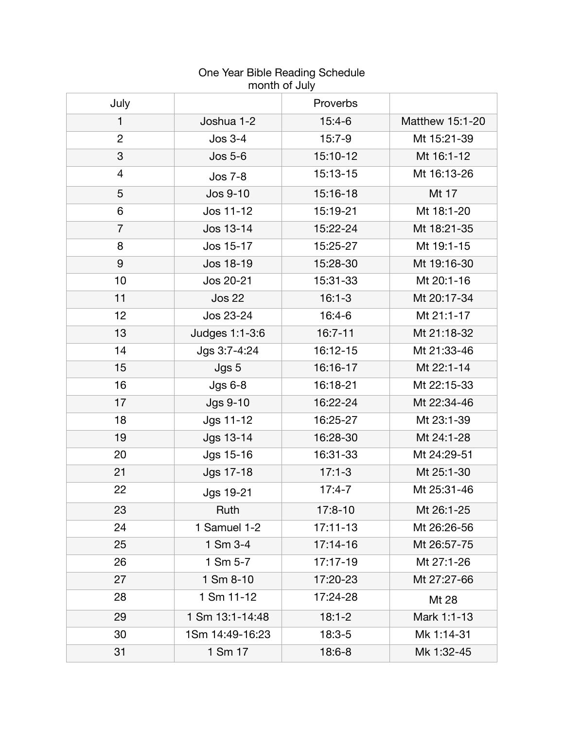One Year Bible Reading Schedule
month of July

| July | | Proverbs | |
|---|---|---|---|
| 1 | Joshua 1-2 | 15:4-6 | Matthew 15:1-20 |
| 2 | Jos 3-4 | 15:7-9 | Mt 15:21-39 |
| 3 | Jos 5-6 | 15:10-12 | Mt 16:1-12 |
| 4 | Jos 7-8 | 15:13-15 | Mt 16:13-26 |
| 5 | Jos 9-10 | 15:16-18 | Mt 17 |
| 6 | Jos 11-12 | 15:19-21 | Mt 18:1-20 |
| 7 | Jos 13-14 | 15:22-24 | Mt 18:21-35 |
| 8 | Jos 15-17 | 15:25-27 | Mt 19:1-15 |
| 9 | Jos 18-19 | 15:28-30 | Mt 19:16-30 |
| 10 | Jos 20-21 | 15:31-33 | Mt 20:1-16 |
| 11 | Jos 22 | 16:1-3 | Mt 20:17-34 |
| 12 | Jos 23-24 | 16:4-6 | Mt 21:1-17 |
| 13 | Judges 1:1-3:6 | 16:7-11 | Mt 21:18-32 |
| 14 | Jgs 3:7-4:24 | 16:12-15 | Mt 21:33-46 |
| 15 | Jgs 5 | 16:16-17 | Mt 22:1-14 |
| 16 | Jgs 6-8 | 16:18-21 | Mt 22:15-33 |
| 17 | Jgs 9-10 | 16:22-24 | Mt 22:34-46 |
| 18 | Jgs 11-12 | 16:25-27 | Mt 23:1-39 |
| 19 | Jgs 13-14 | 16:28-30 | Mt 24:1-28 |
| 20 | Jgs 15-16 | 16:31-33 | Mt 24:29-51 |
| 21 | Jgs 17-18 | 17:1-3 | Mt 25:1-30 |
| 22 | Jgs 19-21 | 17:4-7 | Mt 25:31-46 |
| 23 | Ruth | 17:8-10 | Mt 26:1-25 |
| 24 | 1 Samuel 1-2 | 17:11-13 | Mt 26:26-56 |
| 25 | 1 Sm 3-4 | 17:14-16 | Mt 26:57-75 |
| 26 | 1 Sm 5-7 | 17:17-19 | Mt 27:1-26 |
| 27 | 1 Sm 8-10 | 17:20-23 | Mt 27:27-66 |
| 28 | 1 Sm 11-12 | 17:24-28 | Mt 28 |
| 29 | 1 Sm 13:1-14:48 | 18:1-2 | Mark 1:1-13 |
| 30 | 1Sm 14:49-16:23 | 18:3-5 | Mk 1:14-31 |
| 31 | 1 Sm 17 | 18:6-8 | Mk 1:32-45 |